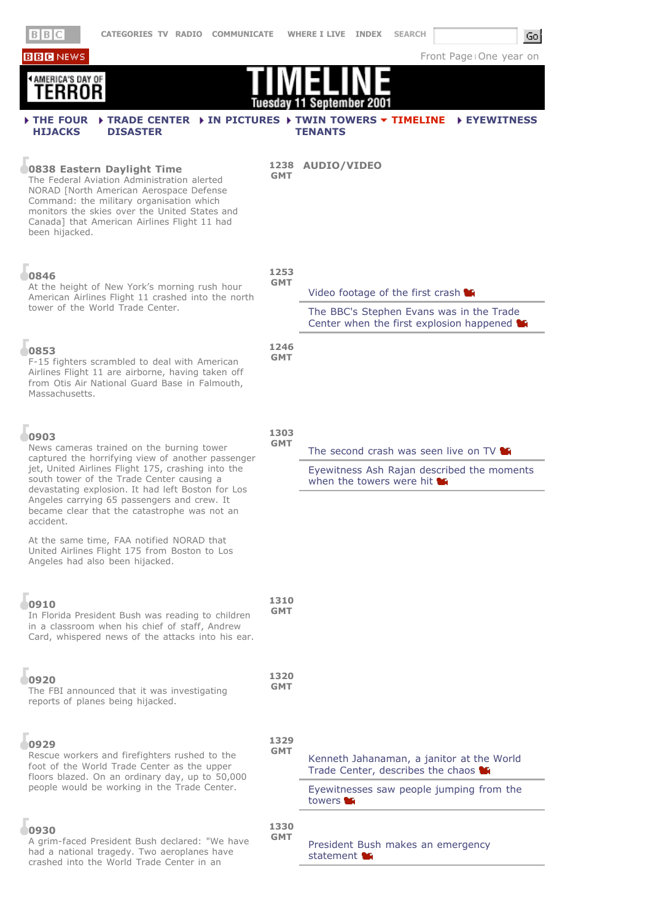BBC | CATEGORIES TV RADIO COMMUNICATE WHERE I LIVE INDEX SEARCH Go

BBC NEWS | Front Page | One year on

AMERICA'S DAY OF TERROR

# TIMELINE

Tuesday 11 September 2001

THE FOUR HIJACKS | TRADE CENTER DISASTER | IN PICTURES | TWIN TOWERS TENANTS | TIMELINE | EYEWITNESS

**AUDIO/VIDEO**

### 0838 Eastern Daylight Time

**1238 GMT**

The Federal Aviation Administration alerted NORAD [North American Aerospace Defense Command: the military organisation which monitors the skies over the United States and Canada] that American Airlines Flight 11 had been hijacked.

### 0846

**1253 GMT**

At the height of New York's morning rush hour American Airlines Flight 11 crashed into the north tower of the World Trade Center.

- Video footage of the first crash
- The BBC's Stephen Evans was in the Trade Center when the first explosion happened

### 0853

**1246 GMT**

F-15 fighters scrambled to deal with American Airlines Flight 11 are airborne, having taken off from Otis Air National Guard Base in Falmouth, Massachusetts.

### 0903

**1303 GMT**

News cameras trained on the burning tower captured the horrifying view of another passenger jet, United Airlines Flight 175, crashing into the south tower of the Trade Center causing a devastating explosion. It had left Boston for Los Angeles carrying 65 passengers and crew. It became clear that the catastrophe was not an accident.

At the same time, FAA notified NORAD that United Airlines Flight 175 from Boston to Los Angeles had also been hijacked.

- The second crash was seen live on TV
- Eyewitness Ash Rajan described the moments when the towers were hit

### 0910

**1310 GMT**

In Florida President Bush was reading to children in a classroom when his chief of staff, Andrew Card, whispered news of the attacks into his ear.

### 0920

**1320 GMT**

The FBI announced that it was investigating reports of planes being hijacked.

### 0929

**1329 GMT**

Rescue workers and firefighters rushed to the foot of the World Trade Center as the upper floors blazed. On an ordinary day, up to 50,000 people would be working in the Trade Center.

- Kenneth Jahanaman, a janitor at the World Trade Center, describes the chaos
- Eyewitnesses saw people jumping from the towers

### 0930

**1330 GMT**

A grim-faced President Bush declared: "We have had a national tragedy. Two aeroplanes have crashed into the World Trade Center in an

- President Bush makes an emergency statement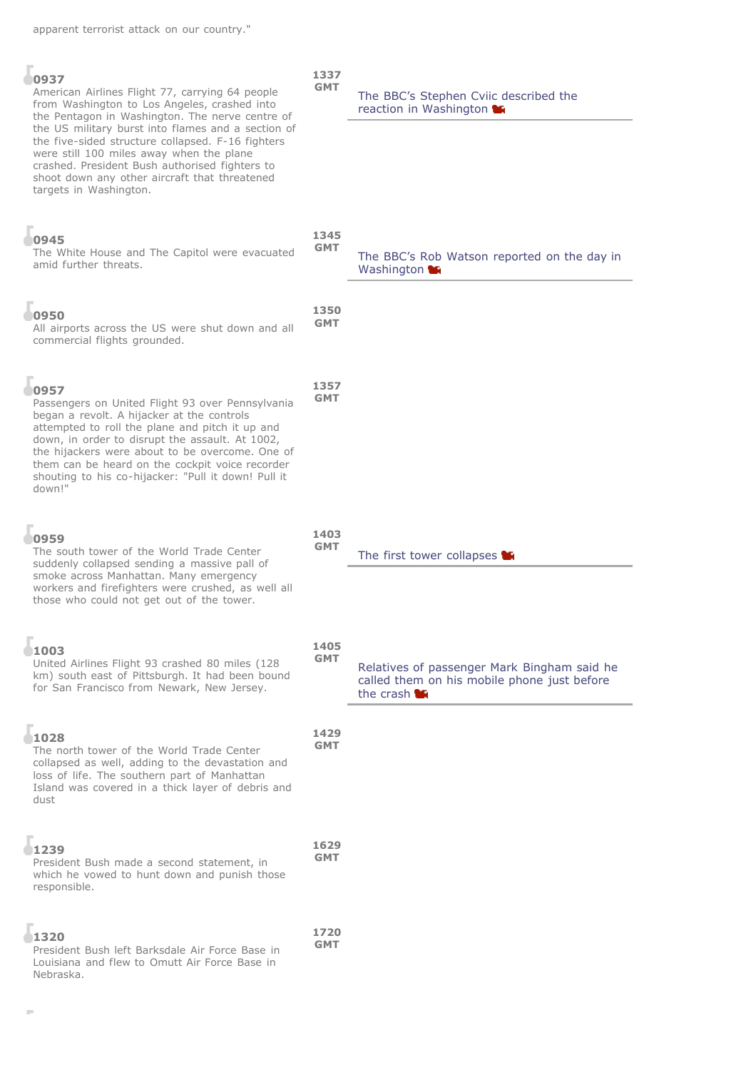apparent terrorist attack on our country."

**0937**
American Airlines Flight 77, carrying 64 people from Washington to Los Angeles, crashed into the Pentagon in Washington. The nerve centre of the US military burst into flames and a section of the five-sided structure collapsed. F-16 fighters were still 100 miles away when the plane crashed. President Bush authorised fighters to shoot down any other aircraft that threatened targets in Washington.

**1337 GMT**

The BBC's Stephen Cviic described the reaction in Washington

**0945**
The White House and The Capitol were evacuated amid further threats.

**1345 GMT**

The BBC's Rob Watson reported on the day in Washington

**0950**
All airports across the US were shut down and all commercial flights grounded.

**1350 GMT**

**0957**
Passengers on United Flight 93 over Pennsylvania began a revolt. A hijacker at the controls attempted to roll the plane and pitch it up and down, in order to disrupt the assault. At 1002, the hijackers were about to be overcome. One of them can be heard on the cockpit voice recorder shouting to his co-hijacker: "Pull it down! Pull it down!"

**1357 GMT**

**0959**
The south tower of the World Trade Center suddenly collapsed sending a massive pall of smoke across Manhattan. Many emergency workers and firefighters were crushed, as well all those who could not get out of the tower.

**1403 GMT**

The first tower collapses

**1003**
United Airlines Flight 93 crashed 80 miles (128 km) south east of Pittsburgh. It had been bound for San Francisco from Newark, New Jersey.

**1405 GMT**

Relatives of passenger Mark Bingham said he called them on his mobile phone just before the crash

**1028**
The north tower of the World Trade Center collapsed as well, adding to the devastation and loss of life. The southern part of Manhattan Island was covered in a thick layer of debris and dust

**1429 GMT**

**1239**
President Bush made a second statement, in which he vowed to hunt down and punish those responsible.

**1629 GMT**

**1320**
President Bush left Barksdale Air Force Base in Louisiana and flew to Omutt Air Force Base in Nebraska.

**1720 GMT**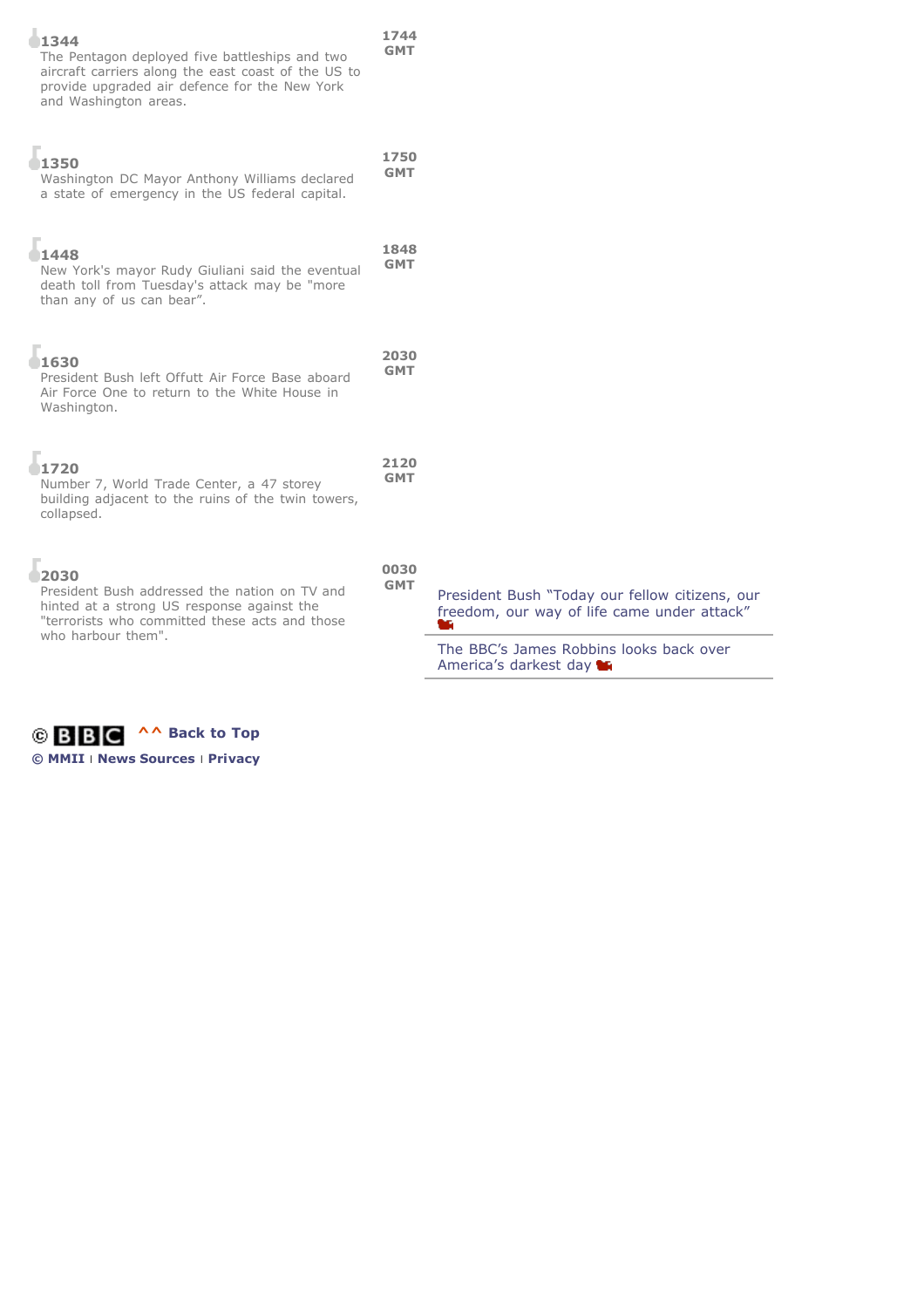**1344**
The Pentagon deployed five battleships and two aircraft carriers along the east coast of the US to provide upgraded air defence for the New York and Washington areas.

**1744 GMT**

**1350**
Washington DC Mayor Anthony Williams declared a state of emergency in the US federal capital.

**1750 GMT**

**1448**
New York's mayor Rudy Giuliani said the eventual death toll from Tuesday's attack may be "more than any of us can bear".

**1848 GMT**

**1630**
President Bush left Offutt Air Force Base aboard Air Force One to return to the White House in Washington.

**2030 GMT**

**1720**
Number 7, World Trade Center, a 47 storey building adjacent to the ruins of the twin towers, collapsed.

**2120 GMT**

**2030**
President Bush addressed the nation on TV and hinted at a strong US response against the "terrorists who committed these acts and those who harbour them".

**0030 GMT**

President Bush "Today our fellow citizens, our freedom, our way of life came under attack"

The BBC's James Robbins looks back over America's darkest day

© BBC ^^ **Back to Top**

**© MMII | News Sources | Privacy**